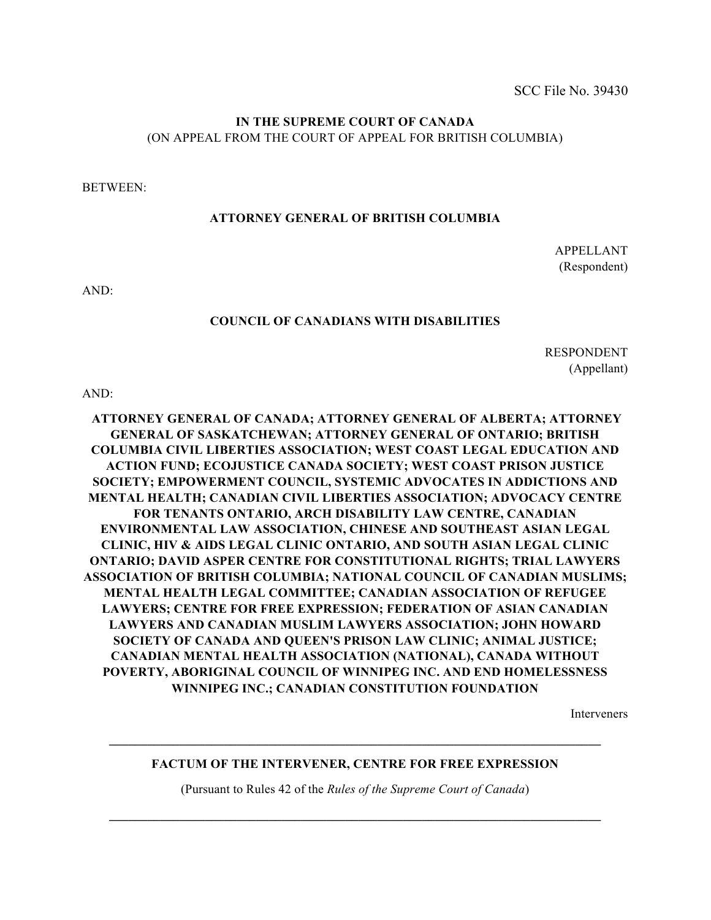SCC File No. 39430

**IN THE SUPREME COURT OF CANADA**
(ON APPEAL FROM THE COURT OF APPEAL FOR BRITISH COLUMBIA)

BETWEEN:

**ATTORNEY GENERAL OF BRITISH COLUMBIA**

APPELLANT
(Respondent)

AND:

**COUNCIL OF CANADIANS WITH DISABILITIES**

RESPONDENT
(Appellant)

AND:

**ATTORNEY GENERAL OF CANADA; ATTORNEY GENERAL OF ALBERTA; ATTORNEY GENERAL OF SASKATCHEWAN; ATTORNEY GENERAL OF ONTARIO; BRITISH COLUMBIA CIVIL LIBERTIES ASSOCIATION; WEST COAST LEGAL EDUCATION AND ACTION FUND; ECOJUSTICE CANADA SOCIETY; WEST COAST PRISON JUSTICE SOCIETY; EMPOWERMENT COUNCIL, SYSTEMIC ADVOCATES IN ADDICTIONS AND MENTAL HEALTH; CANADIAN CIVIL LIBERTIES ASSOCIATION; ADVOCACY CENTRE FOR TENANTS ONTARIO, ARCH DISABILITY LAW CENTRE, CANADIAN ENVIRONMENTAL LAW ASSOCIATION, CHINESE AND SOUTHEAST ASIAN LEGAL CLINIC, HIV & AIDS LEGAL CLINIC ONTARIO, AND SOUTH ASIAN LEGAL CLINIC ONTARIO; DAVID ASPER CENTRE FOR CONSTITUTIONAL RIGHTS; TRIAL LAWYERS ASSOCIATION OF BRITISH COLUMBIA; NATIONAL COUNCIL OF CANADIAN MUSLIMS; MENTAL HEALTH LEGAL COMMITTEE; CANADIAN ASSOCIATION OF REFUGEE LAWYERS; CENTRE FOR FREE EXPRESSION; FEDERATION OF ASIAN CANADIAN LAWYERS AND CANADIAN MUSLIM LAWYERS ASSOCIATION; JOHN HOWARD SOCIETY OF CANADA AND QUEEN'S PRISON LAW CLINIC; ANIMAL JUSTICE; CANADIAN MENTAL HEALTH ASSOCIATION (NATIONAL), CANADA WITHOUT POVERTY, ABORIGINAL COUNCIL OF WINNIPEG INC. AND END HOMELESSNESS WINNIPEG INC.; CANADIAN CONSTITUTION FOUNDATION**

Interveners

---

**FACTUM OF THE INTERVENER, CENTRE FOR FREE EXPRESSION**

(Pursuant to Rules 42 of the *Rules of the Supreme Court of Canada*)

---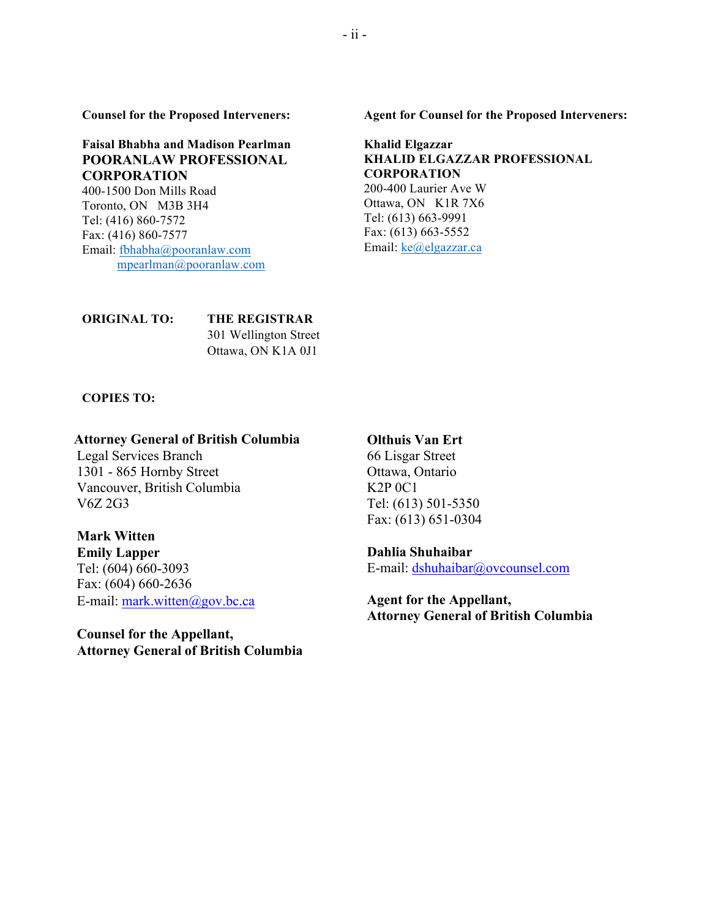**Counsel for the Proposed Interveners:**

**Faisal Bhabha and Madison Pearlman**
**POORANLAW PROFESSIONAL CORPORATION**
400-1500 Don Mills Road
Toronto, ON M3B 3H4
Tel: (416) 860-7572
Fax: (416) 860-7577
Email: fbhabha@pooranlaw.com
mpearlman@pooranlaw.com

**Agent for Counsel for the Proposed Interveners:**

**Khalid Elgazzar**
**KHALID ELGAZZAR PROFESSIONAL CORPORATION**
200-400 Laurier Ave W
Ottawa, ON K1R 7X6
Tel: (613) 663-9991
Fax: (613) 663-5552
Email: ke@elgazzar.ca

**ORIGINAL TO:** **THE REGISTRAR**
301 Wellington Street
Ottawa, ON K1A 0J1

**COPIES TO:**

**Attorney General of British Columbia**
Legal Services Branch
1301 - 865 Hornby Street
Vancouver, British Columbia
V6Z 2G3

**Mark Witten**
**Emily Lapper**
Tel: (604) 660-3093
Fax: (604) 660-2636
E-mail: mark.witten@gov.bc.ca

**Counsel for the Appellant, Attorney General of British Columbia**

**Olthuis Van Ert**
66 Lisgar Street
Ottawa, Ontario
K2P 0C1
Tel: (613) 501-5350
Fax: (613) 651-0304

**Dahlia Shuhaibar**
E-mail: dshuhaibar@ovcounsel.com

**Agent for the Appellant, Attorney General of British Columbia**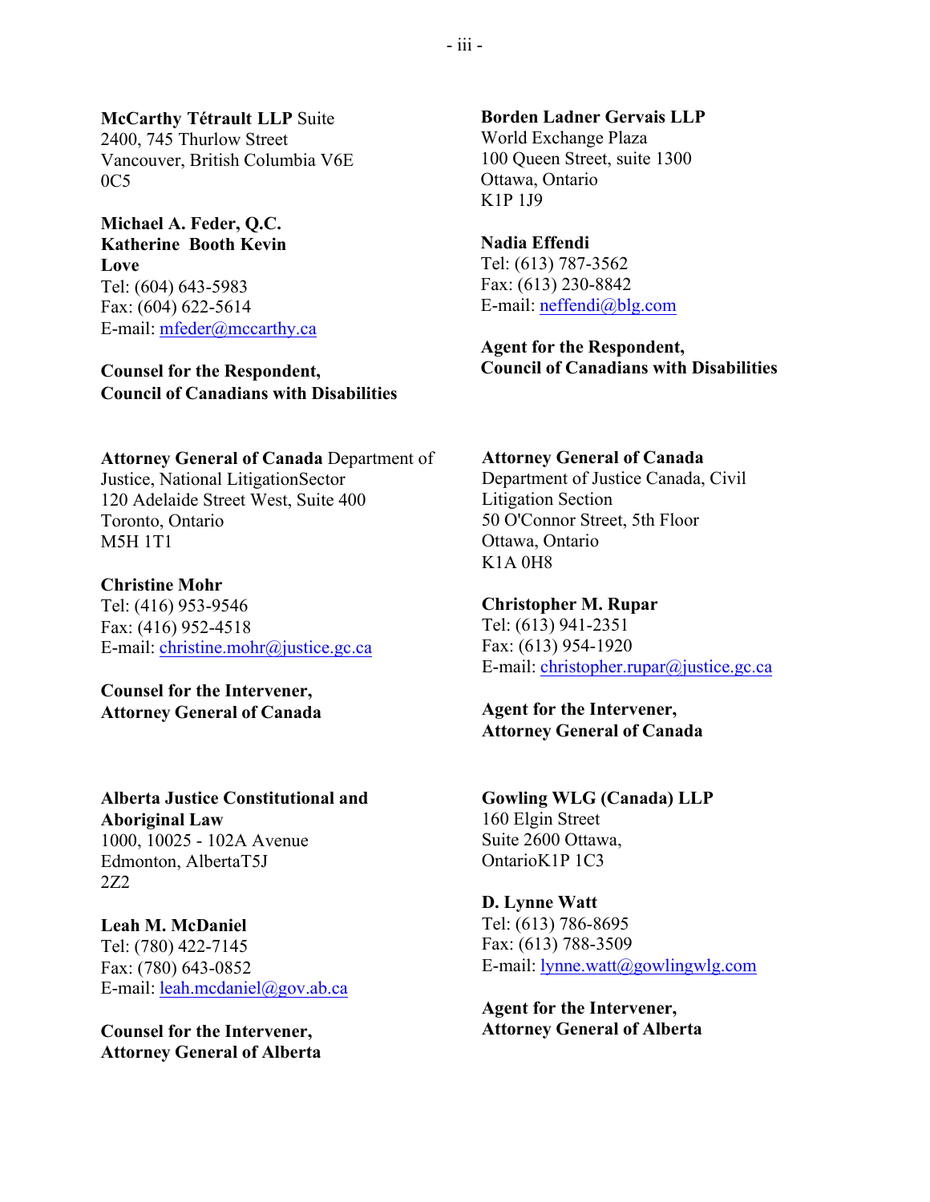**McCarthy Tétrault LLP** Suite 2400, 745 Thurlow Street
Vancouver, British Columbia V6E 0C5

**Michael A. Feder, Q.C.**
**Katherine Booth Kevin Love**
Tel: (604) 643-5983
Fax: (604) 622-5614
E-mail: mfeder@mccarthy.ca

**Counsel for the Respondent,**
**Council of Canadians with Disabilities**

**Borden Ladner Gervais LLP**
World Exchange Plaza
100 Queen Street, suite 1300
Ottawa, Ontario
K1P 1J9

**Nadia Effendi**
Tel: (613) 787-3562
Fax: (613) 230-8842
E-mail: neffendi@blg.com

**Agent for the Respondent,**
**Council of Canadians with Disabilities**

**Attorney General of Canada** Department of Justice, National LitigationSector
120 Adelaide Street West, Suite 400
Toronto, Ontario
M5H 1T1

**Christine Mohr**
Tel: (416) 953-9546
Fax: (416) 952-4518
E-mail: christine.mohr@justice.gc.ca

**Counsel for the Intervener,**
**Attorney General of Canada**

**Attorney General of Canada**
Department of Justice Canada, Civil Litigation Section
50 O'Connor Street, 5th Floor
Ottawa, Ontario
K1A 0H8

**Christopher M. Rupar**
Tel: (613) 941-2351
Fax: (613) 954-1920
E-mail: christopher.rupar@justice.gc.ca

**Agent for the Intervener,**
**Attorney General of Canada**

**Alberta Justice Constitutional and Aboriginal Law**
1000, 10025 - 102A Avenue
Edmonton, AlbertaT5J 2Z2

**Leah M. McDaniel**
Tel: (780) 422-7145
Fax: (780) 643-0852
E-mail: leah.mcdaniel@gov.ab.ca

**Counsel for the Intervener,**
**Attorney General of Alberta**

**Gowling WLG (Canada) LLP**
160 Elgin Street
Suite 2600 Ottawa,
OntarioK1P 1C3

**D. Lynne Watt**
Tel: (613) 786-8695
Fax: (613) 788-3509
E-mail: lynne.watt@gowlingwlg.com

**Agent for the Intervener,**
**Attorney General of Alberta**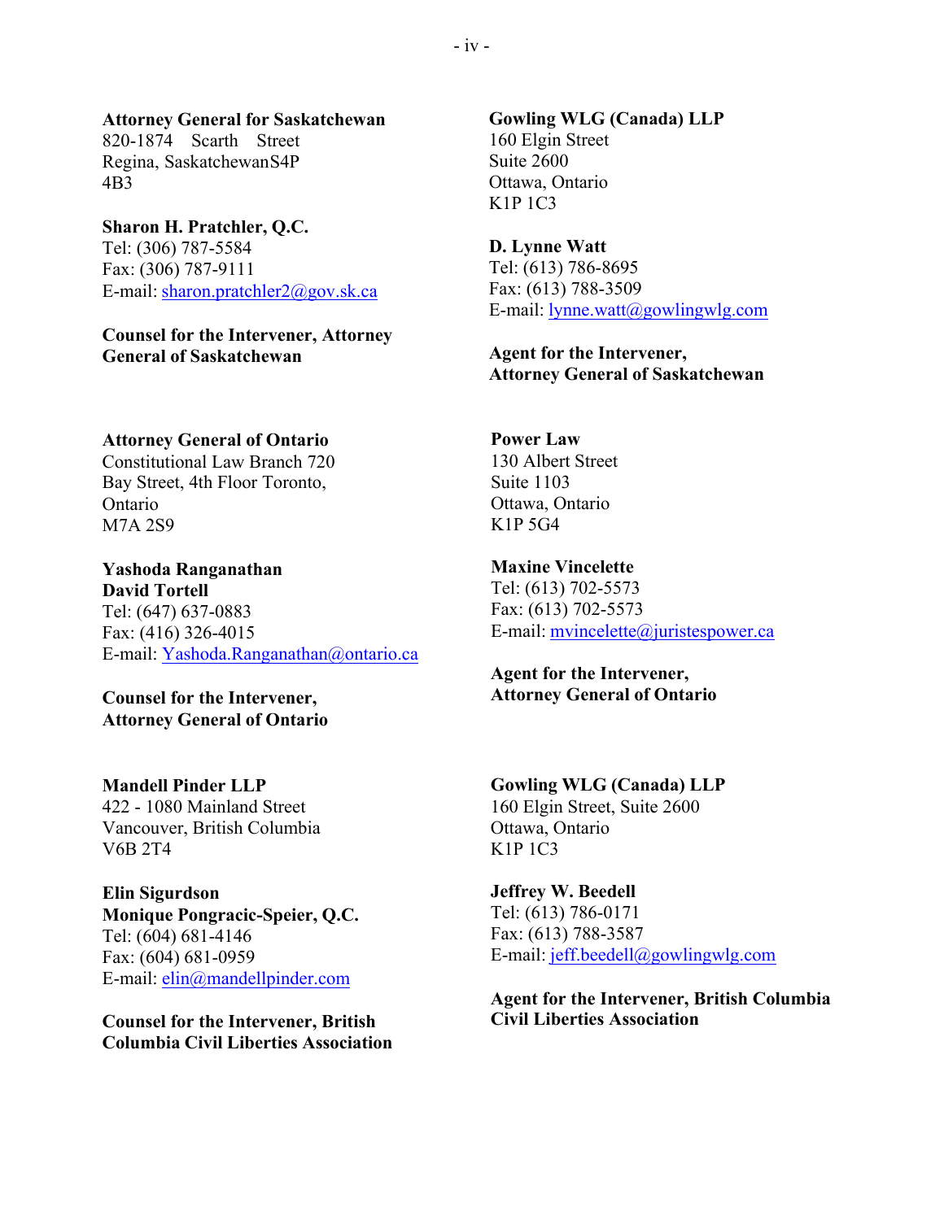**Attorney General for Saskatchewan**
820-1874 Scarth Street
Regina, SaskatchewanS4P
4B3

**Sharon H. Pratchler, Q.C.**
Tel: (306) 787-5584
Fax: (306) 787-9111
E-mail: sharon.pratchler2@gov.sk.ca

**Counsel for the Intervener, Attorney General of Saskatchewan**

**Gowling WLG (Canada) LLP**
160 Elgin Street
Suite 2600
Ottawa, Ontario
K1P 1C3

**D. Lynne Watt**
Tel: (613) 786-8695
Fax: (613) 788-3509
E-mail: lynne.watt@gowlingwlg.com

**Agent for the Intervener, Attorney General of Saskatchewan**

**Attorney General of Ontario**
Constitutional Law Branch 720
Bay Street, 4th Floor Toronto,
Ontario
M7A 2S9

**Yashoda Ranganathan**
**David Tortell**
Tel: (647) 637-0883
Fax: (416) 326-4015
E-mail: Yashoda.Ranganathan@ontario.ca

**Counsel for the Intervener, Attorney General of Ontario**

**Power Law**
130 Albert Street
Suite 1103
Ottawa, Ontario
K1P 5G4

**Maxine Vincelette**
Tel: (613) 702-5573
Fax: (613) 702-5573
E-mail: mvincelette@juristespower.ca

**Agent for the Intervener, Attorney General of Ontario**

**Mandell Pinder LLP**
422 - 1080 Mainland Street
Vancouver, British Columbia
V6B 2T4

**Elin Sigurdson**
**Monique Pongracic-Speier, Q.C.**
Tel: (604) 681-4146
Fax: (604) 681-0959
E-mail: elin@mandellpinder.com

**Counsel for the Intervener, British Columbia Civil Liberties Association**

**Gowling WLG (Canada) LLP**
160 Elgin Street, Suite 2600
Ottawa, Ontario
K1P 1C3

**Jeffrey W. Beedell**
Tel: (613) 786-0171
Fax: (613) 788-3587
E-mail: jeff.beedell@gowlingwlg.com

**Agent for the Intervener, British Columbia Civil Liberties Association**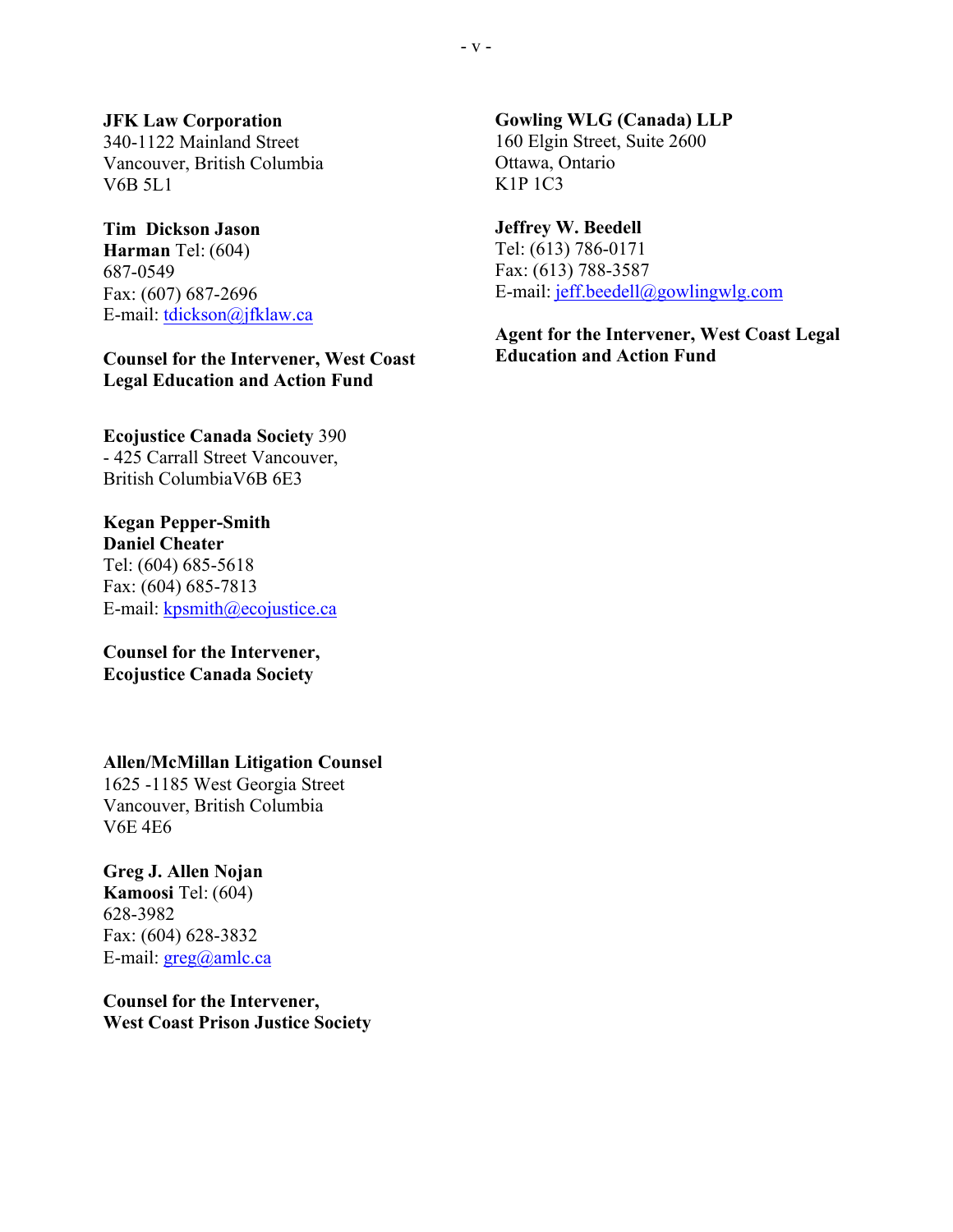**JFK Law Corporation**
340-1122 Mainland Street
Vancouver, British Columbia
V6B 5L1

**Tim Dickson Jason Harman** Tel: (604) 687-0549
Fax: (607) 687-2696
E-mail: tdickson@jfklaw.ca

**Counsel for the Intervener, West Coast Legal Education and Action Fund**

**Gowling WLG (Canada) LLP**
160 Elgin Street, Suite 2600
Ottawa, Ontario
K1P 1C3

**Jeffrey W. Beedell**
Tel: (613) 786-0171
Fax: (613) 788-3587
E-mail: jeff.beedell@gowlingwlg.com

**Agent for the Intervener, West Coast Legal Education and Action Fund**

**Ecojustice Canada Society** 390 - 425 Carrall Street Vancouver, British ColumbiaV6B 6E3

**Kegan Pepper-Smith**
**Daniel Cheater**
Tel: (604) 685-5618
Fax: (604) 685-7813
E-mail: kpsmith@ecojustice.ca

**Counsel for the Intervener, Ecojustice Canada Society**

**Allen/McMillan Litigation Counsel**
1625 -1185 West Georgia Street
Vancouver, British Columbia
V6E 4E6

**Greg J. Allen Nojan Kamoosi** Tel: (604) 628-3982
Fax: (604) 628-3832
E-mail: greg@amlc.ca

**Counsel for the Intervener, West Coast Prison Justice Society**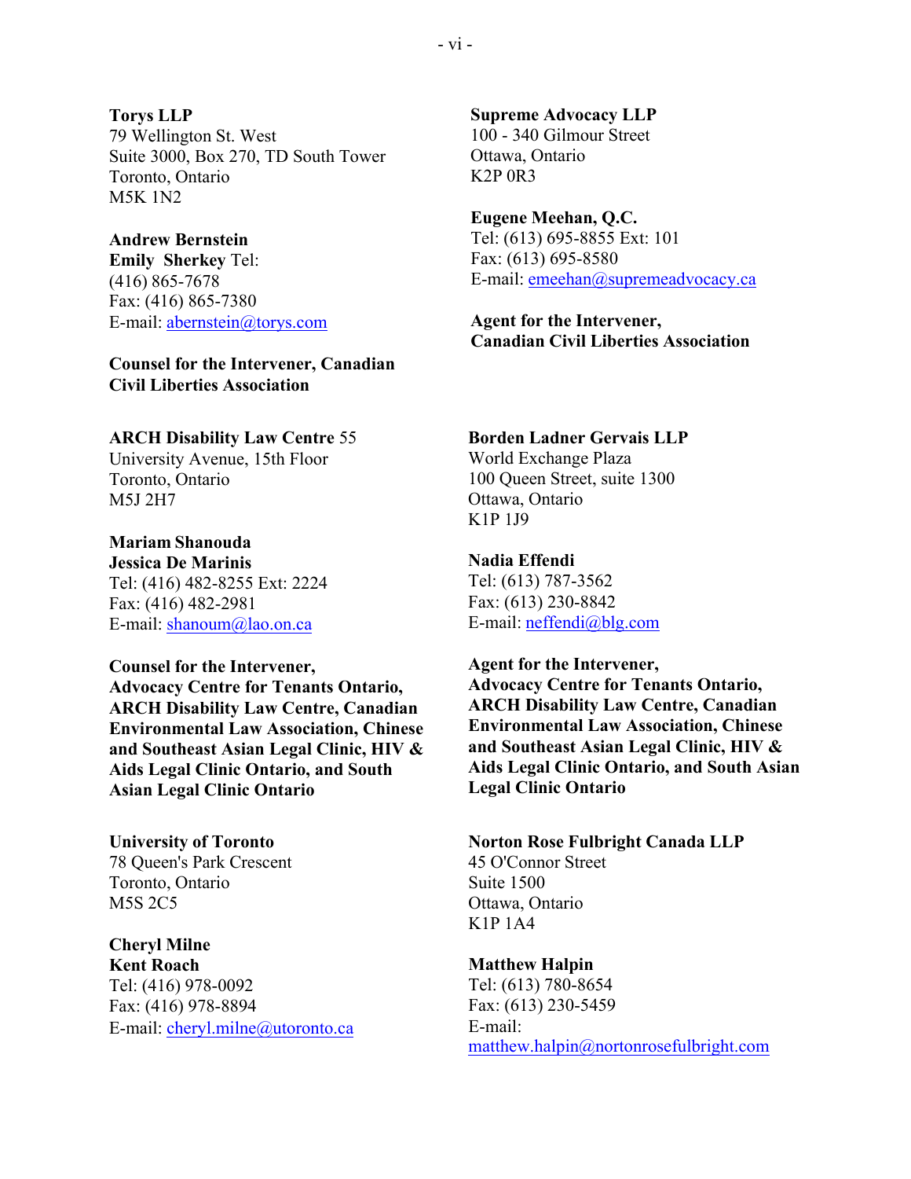**Torys LLP**
79 Wellington St. West
Suite 3000, Box 270, TD South Tower
Toronto, Ontario
M5K 1N2

**Andrew Bernstein**
**Emily Sherkey** Tel:
(416) 865-7678
Fax: (416) 865-7380
E-mail: abernstein@torys.com

**Counsel for the Intervener, Canadian Civil Liberties Association**

**Supreme Advocacy LLP**
100 - 340 Gilmour Street
Ottawa, Ontario
K2P 0R3

**Eugene Meehan, Q.C.**
Tel: (613) 695-8855 Ext: 101
Fax: (613) 695-8580
E-mail: emeehan@supremeadvocacy.ca

**Agent for the Intervener, Canadian Civil Liberties Association**

**ARCH Disability Law Centre** 55
University Avenue, 15th Floor
Toronto, Ontario
M5J 2H7

**Mariam Shanouda**
**Jessica De Marinis**
Tel: (416) 482-8255 Ext: 2224
Fax: (416) 482-2981
E-mail: shanoum@lao.on.ca

**Counsel for the Intervener, Advocacy Centre for Tenants Ontario, ARCH Disability Law Centre, Canadian Environmental Law Association, Chinese and Southeast Asian Legal Clinic, HIV & Aids Legal Clinic Ontario, and South Asian Legal Clinic Ontario**

**Borden Ladner Gervais LLP**
World Exchange Plaza
100 Queen Street, suite 1300
Ottawa, Ontario
K1P 1J9

**Nadia Effendi**
Tel: (613) 787-3562
Fax: (613) 230-8842
E-mail: neffendi@blg.com

**Agent for the Intervener, Advocacy Centre for Tenants Ontario, ARCH Disability Law Centre, Canadian Environmental Law Association, Chinese and Southeast Asian Legal Clinic, HIV & Aids Legal Clinic Ontario, and South Asian Legal Clinic Ontario**

**University of Toronto**
78 Queen's Park Crescent
Toronto, Ontario
M5S 2C5

**Cheryl Milne**
**Kent Roach**
Tel: (416) 978-0092
Fax: (416) 978-8894
E-mail: cheryl.milne@utoronto.ca

**Norton Rose Fulbright Canada LLP**
45 O'Connor Street
Suite 1500
Ottawa, Ontario
K1P 1A4

**Matthew Halpin**
Tel: (613) 780-8654
Fax: (613) 230-5459
E-mail:
matthew.halpin@nortonrosefulbright.com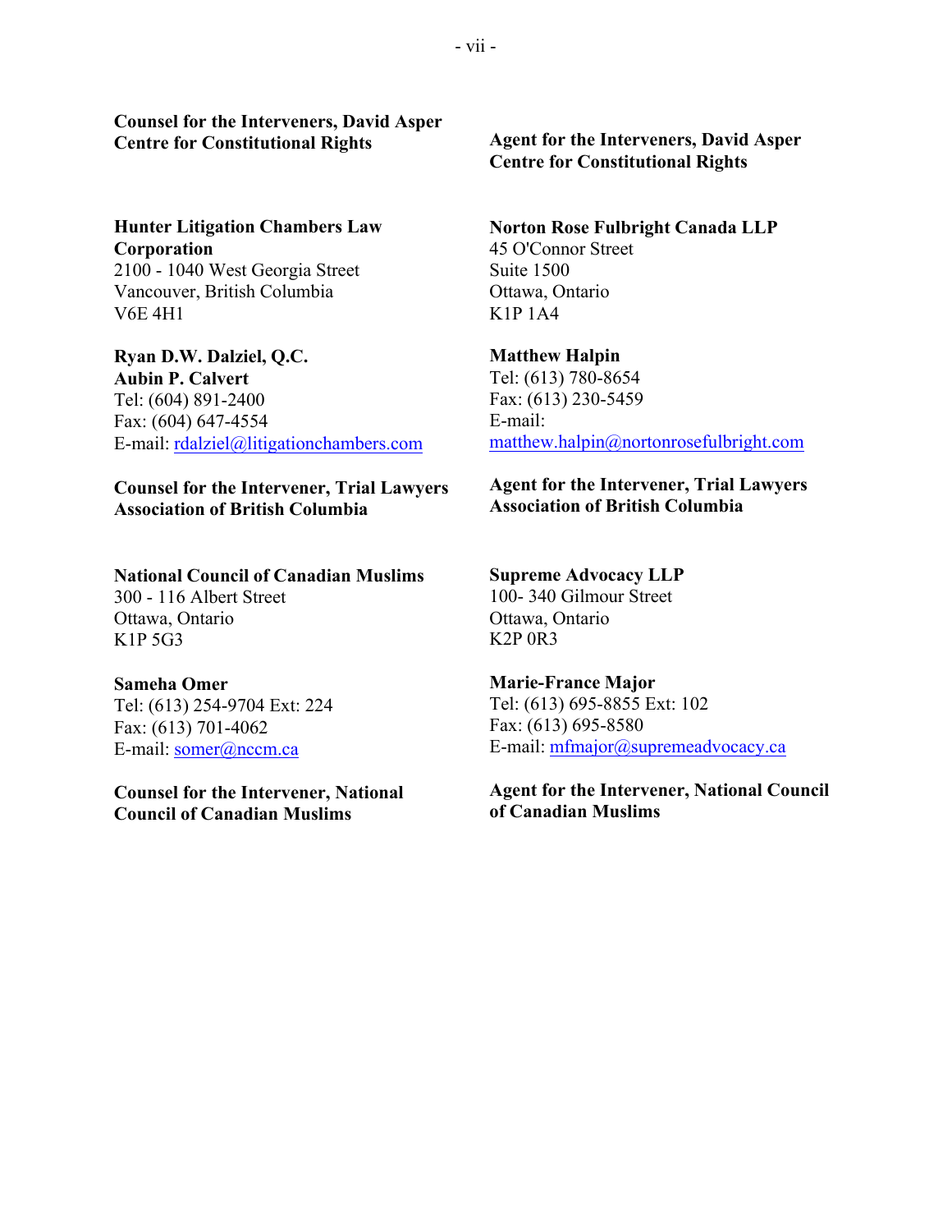**Counsel for the Interveners, David Asper Centre for Constitutional Rights**

**Agent for the Interveners, David Asper Centre for Constitutional Rights**

**Hunter Litigation Chambers Law Corporation**
2100 - 1040 West Georgia Street
Vancouver, British Columbia
V6E 4H1

**Ryan D.W. Dalziel, Q.C.**
**Aubin P. Calvert**
Tel: (604) 891-2400
Fax: (604) 647-4554
E-mail: rdalziel@litigationchambers.com

**Counsel for the Intervener, Trial Lawyers Association of British Columbia**

**Norton Rose Fulbright Canada LLP**
45 O'Connor Street
Suite 1500
Ottawa, Ontario
K1P 1A4

**Matthew Halpin**
Tel: (613) 780-8654
Fax: (613) 230-5459
E-mail:
matthew.halpin@nortonrosefulbright.com

**Agent for the Intervener, Trial Lawyers Association of British Columbia**

**National Council of Canadian Muslims**
300 - 116 Albert Street
Ottawa, Ontario
K1P 5G3

**Sameha Omer**
Tel: (613) 254-9704 Ext: 224
Fax: (613) 701-4062
E-mail: somer@nccm.ca

**Counsel for the Intervener, National Council of Canadian Muslims**

**Supreme Advocacy LLP**
100- 340 Gilmour Street
Ottawa, Ontario
K2P 0R3

**Marie-France Major**
Tel: (613) 695-8855 Ext: 102
Fax: (613) 695-8580
E-mail: mfmajor@supremeadvocacy.ca

**Agent for the Intervener, National Council of Canadian Muslims**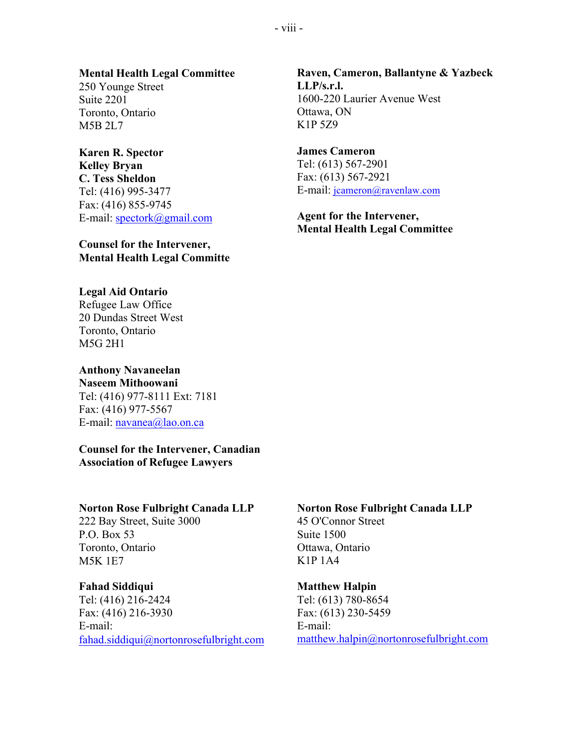**Mental Health Legal Committee**
250 Younge Street
Suite 2201
Toronto, Ontario
M5B 2L7

**Karen R. Spector**
**Kelley Bryan**
**C. Tess Sheldon**
Tel: (416) 995-3477
Fax: (416) 855-9745
E-mail: spectork@gmail.com

**Counsel for the Intervener,**
**Mental Health Legal Committe**

**Raven, Cameron, Ballantyne & Yazbeck LLP/s.r.l.**
1600-220 Laurier Avenue West
Ottawa, ON
K1P 5Z9

**James Cameron**
Tel: (613) 567-2901
Fax: (613) 567-2921
E-mail: jcameron@ravenlaw.com

**Agent for the Intervener,**
**Mental Health Legal Committee**

**Legal Aid Ontario**
Refugee Law Office
20 Dundas Street West
Toronto, Ontario
M5G 2H1

**Anthony Navaneelan**
**Naseem Mithoowani**
Tel: (416) 977-8111 Ext: 7181
Fax: (416) 977-5567
E-mail: navanea@lao.on.ca

**Counsel for the Intervener, Canadian Association of Refugee Lawyers**

**Norton Rose Fulbright Canada LLP**
222 Bay Street, Suite 3000
P.O. Box 53
Toronto, Ontario
M5K 1E7

**Fahad Siddiqui**
Tel: (416) 216-2424
Fax: (416) 216-3930
E-mail:
fahad.siddiqui@nortonrosefulbright.com

**Norton Rose Fulbright Canada LLP**
45 O'Connor Street
Suite 1500
Ottawa, Ontario
K1P 1A4

**Matthew Halpin**
Tel: (613) 780-8654
Fax: (613) 230-5459
E-mail:
matthew.halpin@nortonrosefulbright.com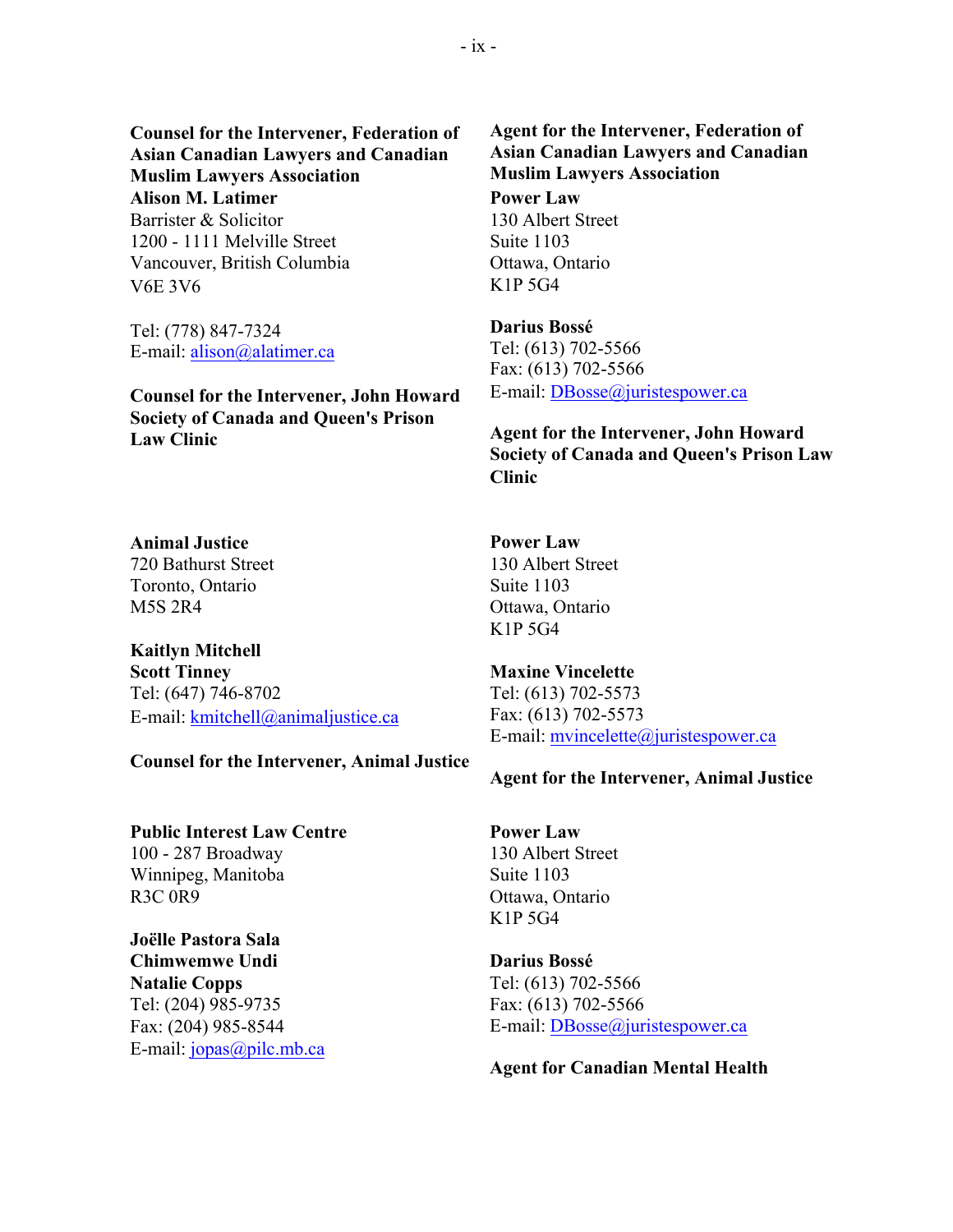**Counsel for the Intervener, Federation of Asian Canadian Lawyers and Canadian Muslim Lawyers Association**
**Alison M. Latimer**
Barrister & Solicitor
1200 - 1111 Melville Street
Vancouver, British Columbia
V6E 3V6

Tel: (778) 847-7324
E-mail: alison@alatimer.ca

**Agent for the Intervener, Federation of Asian Canadian Lawyers and Canadian Muslim Lawyers Association**
**Power Law**
130 Albert Street
Suite 1103
Ottawa, Ontario
K1P 5G4

**Darius Bossé**
Tel: (613) 702-5566
Fax: (613) 702-5566
E-mail: DBosse@juristespower.ca

**Counsel for the Intervener, John Howard Society of Canada and Queen's Prison Law Clinic**

**Agent for the Intervener, John Howard Society of Canada and Queen's Prison Law Clinic**

**Animal Justice**
720 Bathurst Street
Toronto, Ontario
M5S 2R4

**Kaitlyn Mitchell**
**Scott Tinney**
Tel: (647) 746-8702
E-mail: kmitchell@animaljustice.ca

**Counsel for the Intervener, Animal Justice**

**Power Law**
130 Albert Street
Suite 1103
Ottawa, Ontario
K1P 5G4

**Maxine Vincelette**
Tel: (613) 702-5573
Fax: (613) 702-5573
E-mail: mvincelette@juristespower.ca

**Agent for the Intervener, Animal Justice**

**Public Interest Law Centre**
100 - 287 Broadway
Winnipeg, Manitoba
R3C 0R9

**Joëlle Pastora Sala**
**Chimwemwe Undi**
**Natalie Copps**
Tel: (204) 985-9735
Fax: (204) 985-8544
E-mail: jopas@pilc.mb.ca

**Power Law**
130 Albert Street
Suite 1103
Ottawa, Ontario
K1P 5G4

**Darius Bossé**
Tel: (613) 702-5566
Fax: (613) 702-5566
E-mail: DBosse@juristespower.ca

**Agent for Canadian Mental Health**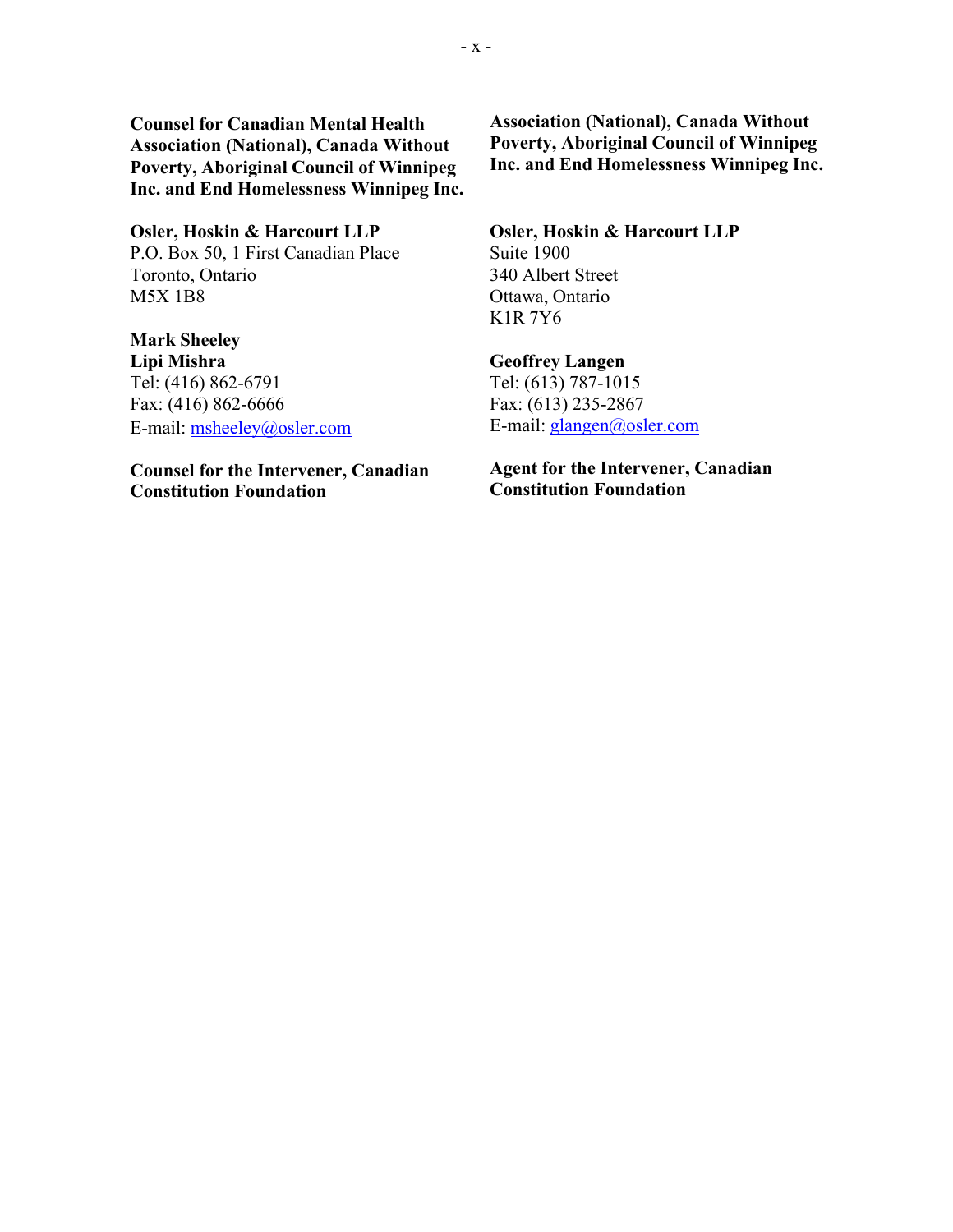**Counsel for Canadian Mental Health Association (National), Canada Without Poverty, Aboriginal Council of Winnipeg Inc. and End Homelessness Winnipeg Inc.**

**Association (National), Canada Without Poverty, Aboriginal Council of Winnipeg Inc. and End Homelessness Winnipeg Inc.**

**Osler, Hoskin & Harcourt LLP**
P.O. Box 50, 1 First Canadian Place
Toronto, Ontario
M5X 1B8

**Mark Sheeley**
**Lipi Mishra**
Tel: (416) 862-6791
Fax: (416) 862-6666
E-mail: msheeley@osler.com

**Counsel for the Intervener, Canadian Constitution Foundation**

**Osler, Hoskin & Harcourt LLP**
Suite 1900
340 Albert Street
Ottawa, Ontario
K1R 7Y6

**Geoffrey Langen**
Tel: (613) 787-1015
Fax: (613) 235-2867
E-mail: glangen@osler.com

**Agent for the Intervener, Canadian Constitution Foundation**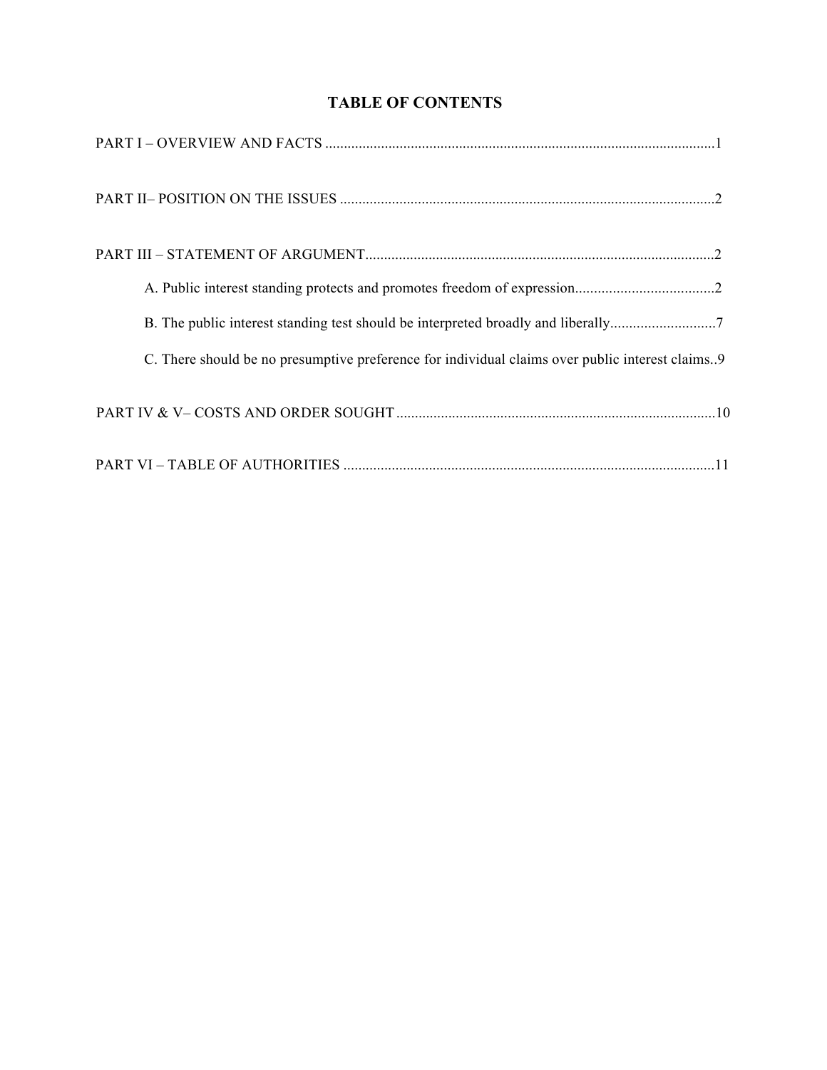# TABLE OF CONTENTS

PART I – OVERVIEW AND FACTS ........................................................................................................1

PART II– POSITION ON THE ISSUES ....................................................................................................2

PART III – STATEMENT OF ARGUMENT.............................................................................................2

- A. Public interest standing protects and promotes freedom of expression.....................................2
- B. The public interest standing test should be interpreted broadly and liberally............................7
- C. There should be no presumptive preference for individual claims over public interest claims..9

PART IV & V– COSTS AND ORDER SOUGHT .....................................................................................10

PART VI – TABLE OF AUTHORITIES ...................................................................................................11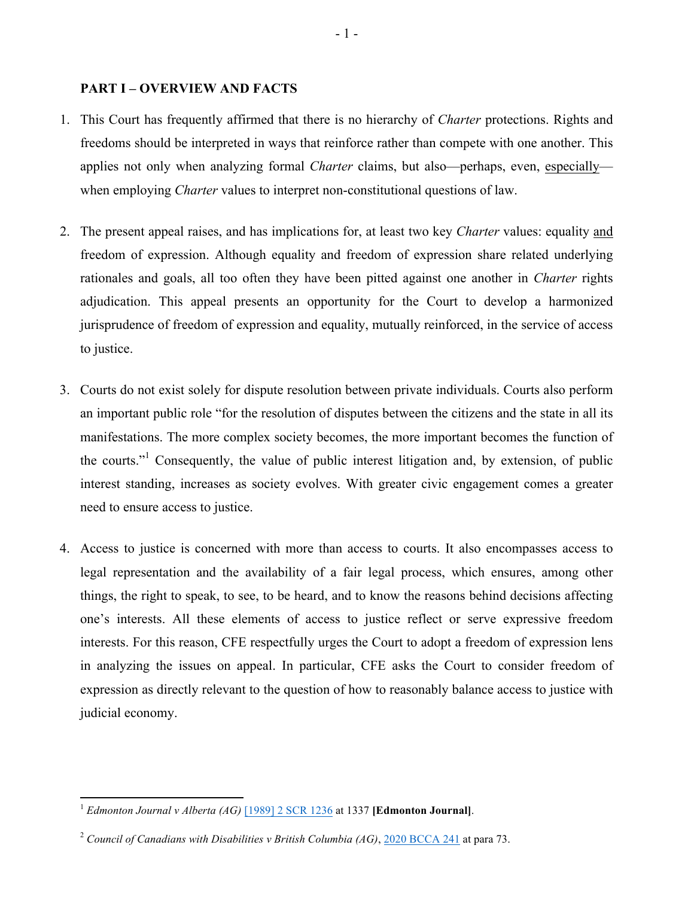## PART I – OVERVIEW AND FACTS

1. This Court has frequently affirmed that there is no hierarchy of *Charter* protections. Rights and freedoms should be interpreted in ways that reinforce rather than compete with one another. This applies not only when analyzing formal *Charter* claims, but also—perhaps, even, <u>especially</u>—when employing *Charter* values to interpret non-constitutional questions of law.

2. The present appeal raises, and has implications for, at least two key *Charter* values: equality <u>and</u> freedom of expression. Although equality and freedom of expression share related underlying rationales and goals, all too often they have been pitted against one another in *Charter* rights adjudication. This appeal presents an opportunity for the Court to develop a harmonized jurisprudence of freedom of expression and equality, mutually reinforced, in the service of access to justice.

3. Courts do not exist solely for dispute resolution between private individuals. Courts also perform an important public role "for the resolution of disputes between the citizens and the state in all its manifestations. The more complex society becomes, the more important becomes the function of the courts."[1] Consequently, the value of public interest litigation and, by extension, of public interest standing, increases as society evolves. With greater civic engagement comes a greater need to ensure access to justice.

4. Access to justice is concerned with more than access to courts. It also encompasses access to legal representation and the availability of a fair legal process, which ensures, among other things, the right to speak, to see, to be heard, and to know the reasons behind decisions affecting one's interests. All these elements of access to justice reflect or serve expressive freedom interests. For this reason, CFE respectfully urges the Court to adopt a freedom of expression lens in analyzing the issues on appeal. In particular, CFE asks the Court to consider freedom of expression as directly relevant to the question of how to reasonably balance access to justice with judicial economy.

---

[1] *Edmonton Journal v Alberta (AG)* [1989] 2 SCR 1236 at 1337 **[Edmonton Journal]**.

[2] *Council of Canadians with Disabilities v British Columbia (AG)*, 2020 BCCA 241 at para 73.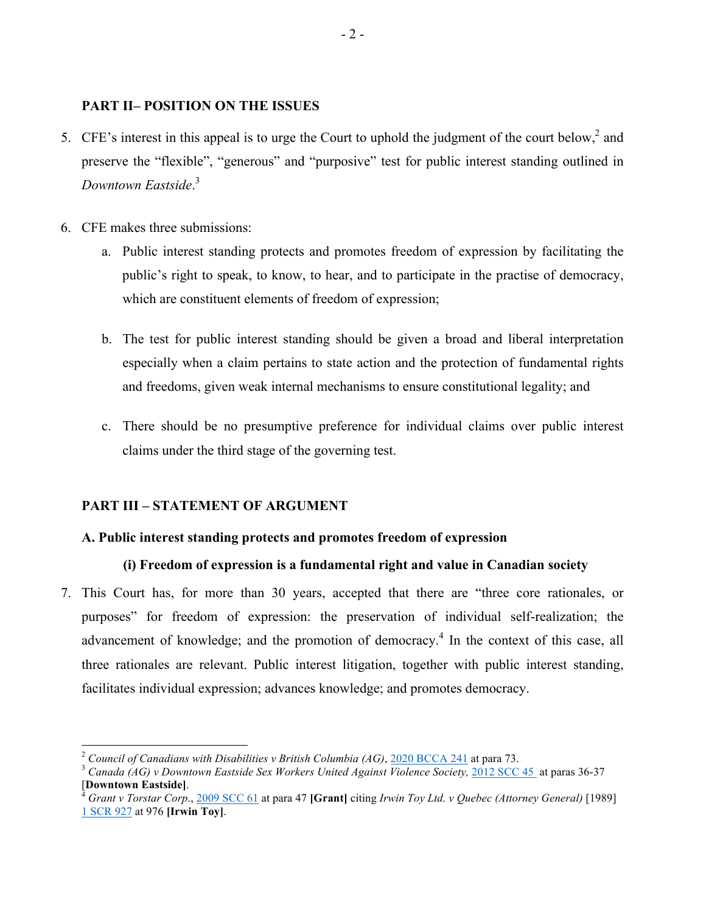## PART II– POSITION ON THE ISSUES

5. CFE's interest in this appeal is to urge the Court to uphold the judgment of the court below,[2] and preserve the "flexible", "generous" and "purposive" test for public interest standing outlined in *Downtown Eastside*.[3]

6. CFE makes three submissions:

   a. Public interest standing protects and promotes freedom of expression by facilitating the public's right to speak, to know, to hear, and to participate in the practise of democracy, which are constituent elements of freedom of expression;

   b. The test for public interest standing should be given a broad and liberal interpretation especially when a claim pertains to state action and the protection of fundamental rights and freedoms, given weak internal mechanisms to ensure constitutional legality; and

   c. There should be no presumptive preference for individual claims over public interest claims under the third stage of the governing test.

## PART III – STATEMENT OF ARGUMENT

### A. Public interest standing protects and promotes freedom of expression

#### (i) Freedom of expression is a fundamental right and value in Canadian society

7. This Court has, for more than 30 years, accepted that there are "three core rationales, or purposes" for freedom of expression: the preservation of individual self-realization; the advancement of knowledge; and the promotion of democracy.[4] In the context of this case, all three rationales are relevant. Public interest litigation, together with public interest standing, facilitates individual expression; advances knowledge; and promotes democracy.

---

[2] *Council of Canadians with Disabilities v British Columbia (AG)*, 2020 BCCA 241 at para 73.

[3] *Canada (AG) v Downtown Eastside Sex Workers United Against Violence Society,* 2012 SCC 45 at paras 36-37 [**Downtown Eastside**].

[4] *Grant v Torstar Corp*., 2009 SCC 61 at para 47 **[Grant]** citing *Irwin Toy Ltd. v Quebec (Attorney General)* [1989] 1 SCR 927 at 976 **[Irwin Toy]**.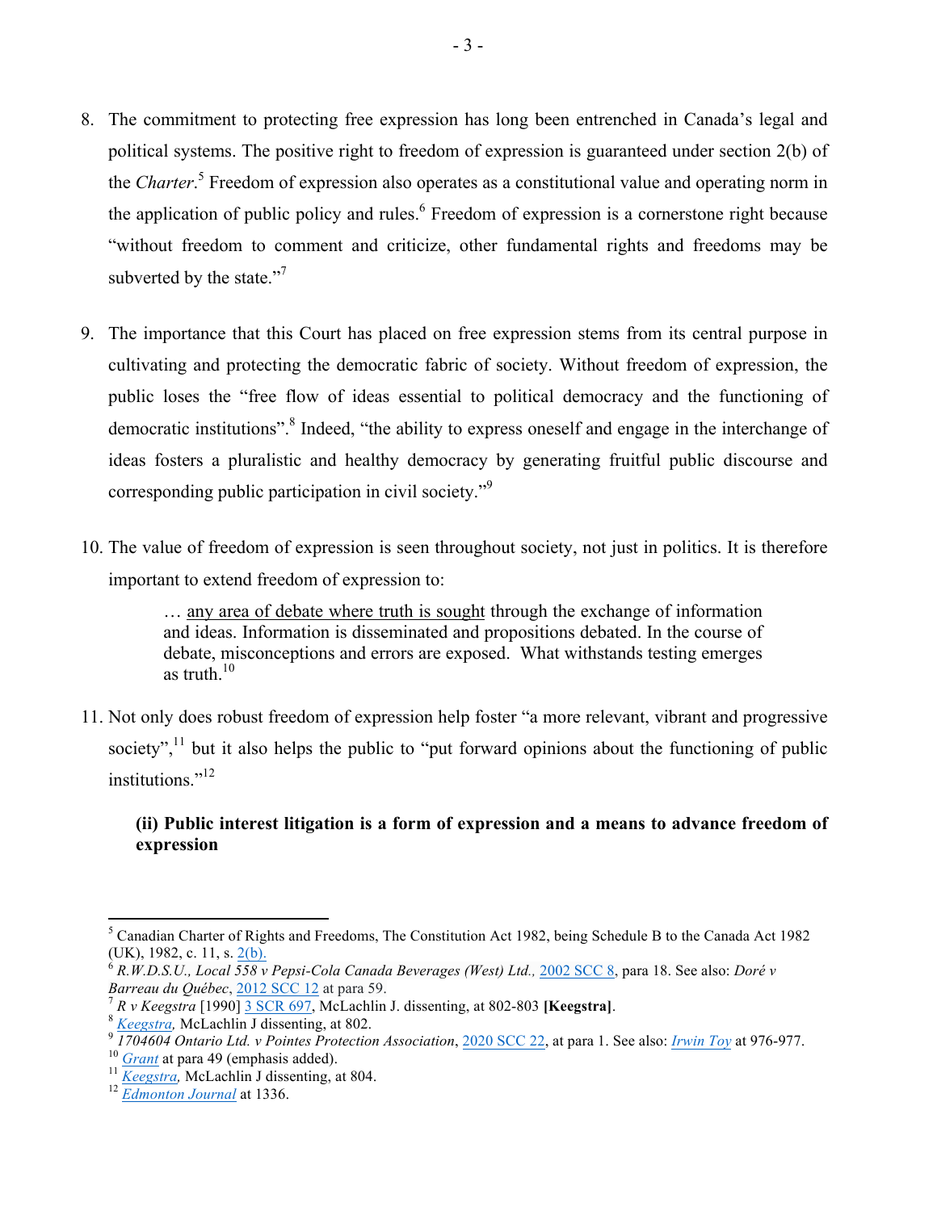8. The commitment to protecting free expression has long been entrenched in Canada's legal and political systems. The positive right to freedom of expression is guaranteed under section 2(b) of the *Charter*.[5] Freedom of expression also operates as a constitutional value and operating norm in the application of public policy and rules.[6] Freedom of expression is a cornerstone right because "without freedom to comment and criticize, other fundamental rights and freedoms may be subverted by the state."[7]

9. The importance that this Court has placed on free expression stems from its central purpose in cultivating and protecting the democratic fabric of society. Without freedom of expression, the public loses the "free flow of ideas essential to political democracy and the functioning of democratic institutions".[8] Indeed, "the ability to express oneself and engage in the interchange of ideas fosters a pluralistic and healthy democracy by generating fruitful public discourse and corresponding public participation in civil society."[9]

10. The value of freedom of expression is seen throughout society, not just in politics. It is therefore important to extend freedom of expression to:

> … <u>any area of debate where truth is sought</u> through the exchange of information and ideas. Information is disseminated and propositions debated. In the course of debate, misconceptions and errors are exposed. What withstands testing emerges as truth.[10]

11. Not only does robust freedom of expression help foster "a more relevant, vibrant and progressive society",[11] but it also helps the public to "put forward opinions about the functioning of public institutions."[12]

### (ii) Public interest litigation is a form of expression and a means to advance freedom of expression

---

[5] Canadian Charter of Rights and Freedoms, The Constitution Act 1982, being Schedule B to the Canada Act 1982 (UK), 1982, c. 11, s. 2(b).

[6] *R.W.D.S.U., Local 558 v Pepsi-Cola Canada Beverages (West) Ltd.,* 2002 SCC 8, para 18. See also: *Doré v Barreau du Québec*, 2012 SCC 12 at para 59.

[7] *R v Keegstra* [1990] 3 SCR 697, McLachlin J. dissenting, at 802-803 **[Keegstra]**.

[8] *Keegstra,* McLachlin J dissenting, at 802.

[9] *1704604 Ontario Ltd. v Pointes Protection Association*, 2020 SCC 22, at para 1. See also: *Irwin Toy* at 976-977.

[10] *Grant* at para 49 (emphasis added).

[11] *Keegstra,* McLachlin J dissenting, at 804.

[12] *Edmonton Journal* at 1336.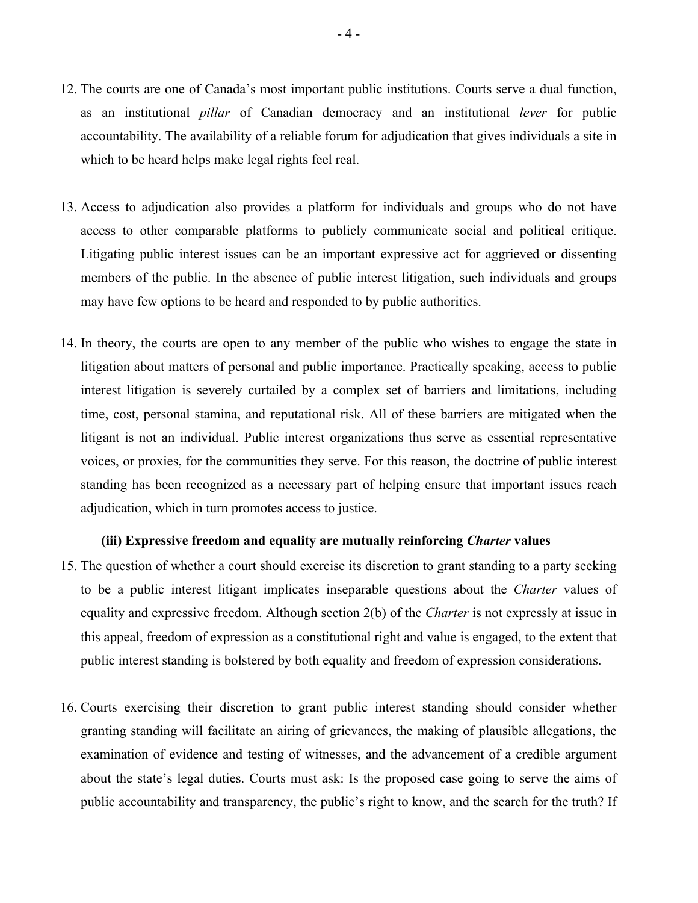12. The courts are one of Canada's most important public institutions. Courts serve a dual function, as an institutional *pillar* of Canadian democracy and an institutional *lever* for public accountability. The availability of a reliable forum for adjudication that gives individuals a site in which to be heard helps make legal rights feel real.

13. Access to adjudication also provides a platform for individuals and groups who do not have access to other comparable platforms to publicly communicate social and political critique. Litigating public interest issues can be an important expressive act for aggrieved or dissenting members of the public. In the absence of public interest litigation, such individuals and groups may have few options to be heard and responded to by public authorities.

14. In theory, the courts are open to any member of the public who wishes to engage the state in litigation about matters of personal and public importance. Practically speaking, access to public interest litigation is severely curtailed by a complex set of barriers and limitations, including time, cost, personal stamina, and reputational risk. All of these barriers are mitigated when the litigant is not an individual. Public interest organizations thus serve as essential representative voices, or proxies, for the communities they serve. For this reason, the doctrine of public interest standing has been recognized as a necessary part of helping ensure that important issues reach adjudication, which in turn promotes access to justice.

**(iii) Expressive freedom and equality are mutually reinforcing *Charter* values**

15. The question of whether a court should exercise its discretion to grant standing to a party seeking to be a public interest litigant implicates inseparable questions about the *Charter* values of equality and expressive freedom. Although section 2(b) of the *Charter* is not expressly at issue in this appeal, freedom of expression as a constitutional right and value is engaged, to the extent that public interest standing is bolstered by both equality and freedom of expression considerations.

16. Courts exercising their discretion to grant public interest standing should consider whether granting standing will facilitate an airing of grievances, the making of plausible allegations, the examination of evidence and testing of witnesses, and the advancement of a credible argument about the state's legal duties. Courts must ask: Is the proposed case going to serve the aims of public accountability and transparency, the public's right to know, and the search for the truth? If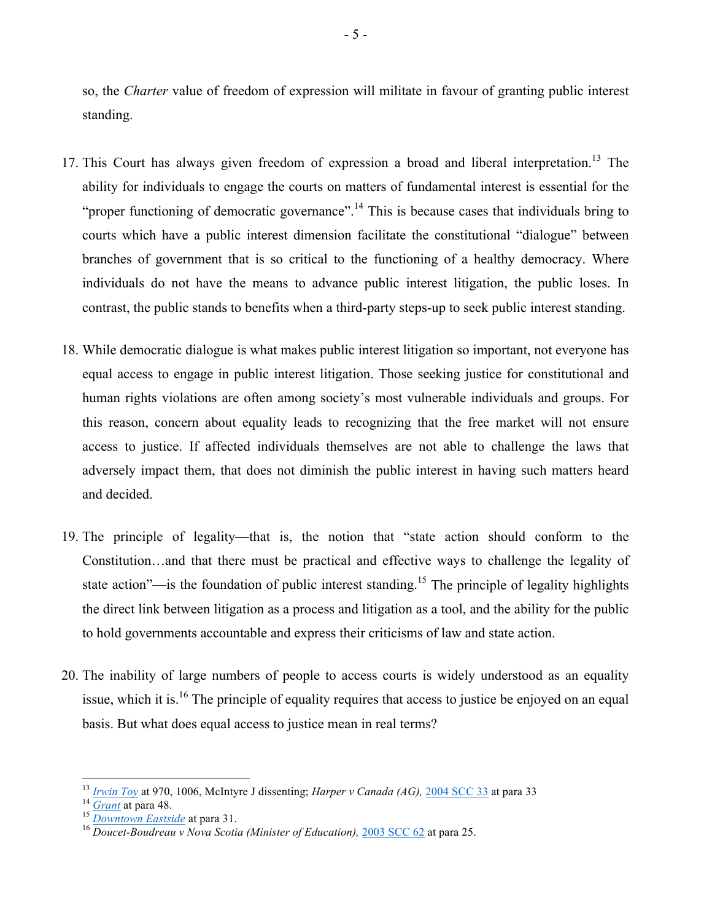so, the *Charter* value of freedom of expression will militate in favour of granting public interest standing.

17. This Court has always given freedom of expression a broad and liberal interpretation.[13] The ability for individuals to engage the courts on matters of fundamental interest is essential for the "proper functioning of democratic governance".[14] This is because cases that individuals bring to courts which have a public interest dimension facilitate the constitutional "dialogue" between branches of government that is so critical to the functioning of a healthy democracy. Where individuals do not have the means to advance public interest litigation, the public loses. In contrast, the public stands to benefits when a third-party steps-up to seek public interest standing.

18. While democratic dialogue is what makes public interest litigation so important, not everyone has equal access to engage in public interest litigation. Those seeking justice for constitutional and human rights violations are often among society's most vulnerable individuals and groups. For this reason, concern about equality leads to recognizing that the free market will not ensure access to justice. If affected individuals themselves are not able to challenge the laws that adversely impact them, that does not diminish the public interest in having such matters heard and decided.

19. The principle of legality—that is, the notion that "state action should conform to the Constitution…and that there must be practical and effective ways to challenge the legality of state action"—is the foundation of public interest standing.[15] The principle of legality highlights the direct link between litigation as a process and litigation as a tool, and the ability for the public to hold governments accountable and express their criticisms of law and state action.

20. The inability of large numbers of people to access courts is widely understood as an equality issue, which it is.[16] The principle of equality requires that access to justice be enjoyed on an equal basis. But what does equal access to justice mean in real terms?

---

[13] *Irwin Toy* at 970, 1006, McIntyre J dissenting; *Harper v Canada (AG),* 2004 SCC 33 at para 33

[14] *Grant* at para 48.

[15] *Downtown Eastside* at para 31.

[16] *Doucet-Boudreau v Nova Scotia (Minister of Education),* 2003 SCC 62 at para 25.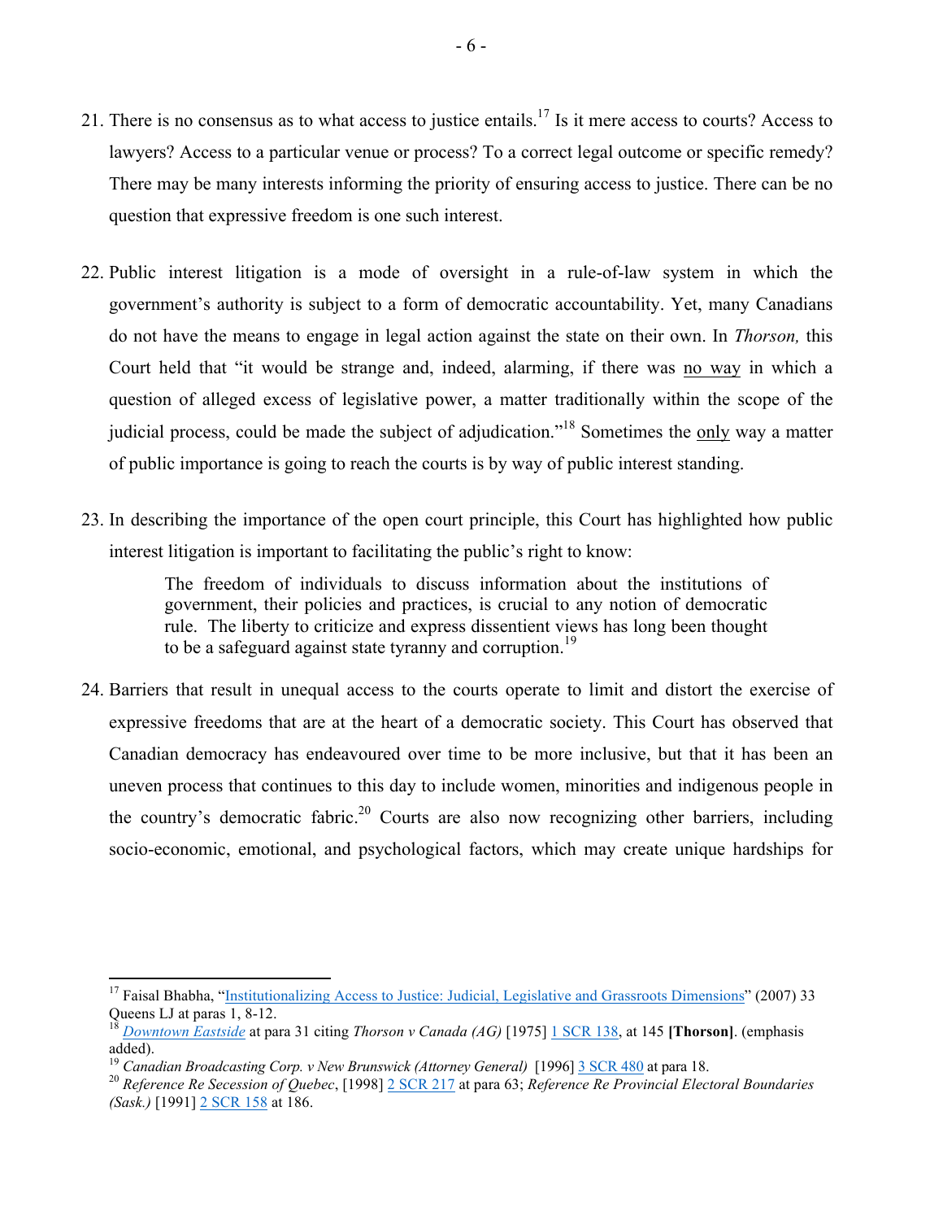21. There is no consensus as to what access to justice entails.[17] Is it mere access to courts? Access to lawyers? Access to a particular venue or process? To a correct legal outcome or specific remedy? There may be many interests informing the priority of ensuring access to justice. There can be no question that expressive freedom is one such interest.

22. Public interest litigation is a mode of oversight in a rule-of-law system in which the government's authority is subject to a form of democratic accountability. Yet, many Canadians do not have the means to engage in legal action against the state on their own. In *Thorson,* this Court held that "it would be strange and, indeed, alarming, if there was <u>no way</u> in which a question of alleged excess of legislative power, a matter traditionally within the scope of the judicial process, could be made the subject of adjudication."[18] Sometimes the <u>only</u> way a matter of public importance is going to reach the courts is by way of public interest standing.

23. In describing the importance of the open court principle, this Court has highlighted how public interest litigation is important to facilitating the public's right to know:

> The freedom of individuals to discuss information about the institutions of government, their policies and practices, is crucial to any notion of democratic rule. The liberty to criticize and express dissentient views has long been thought to be a safeguard against state tyranny and corruption.[19]

24. Barriers that result in unequal access to the courts operate to limit and distort the exercise of expressive freedoms that are at the heart of a democratic society. This Court has observed that Canadian democracy has endeavoured over time to be more inclusive, but that it has been an uneven process that continues to this day to include women, minorities and indigenous people in the country's democratic fabric.[20] Courts are also now recognizing other barriers, including socio-economic, emotional, and psychological factors, which may create unique hardships for

---

[17] Faisal Bhabha, "Institutionalizing Access to Justice: Judicial, Legislative and Grassroots Dimensions" (2007) 33 Queens LJ at paras 1, 8-12.

[18] *Downtown Eastside* at para 31 citing *Thorson v Canada (AG)* [1975] 1 SCR 138, at 145 **[Thorson]**. (emphasis added).

[19] *Canadian Broadcasting Corp. v New Brunswick (Attorney General)* [1996] 3 SCR 480 at para 18.

[20] *Reference Re Secession of Quebec*, [1998] 2 SCR 217 at para 63; *Reference Re Provincial Electoral Boundaries (Sask.)* [1991] 2 SCR 158 at 186.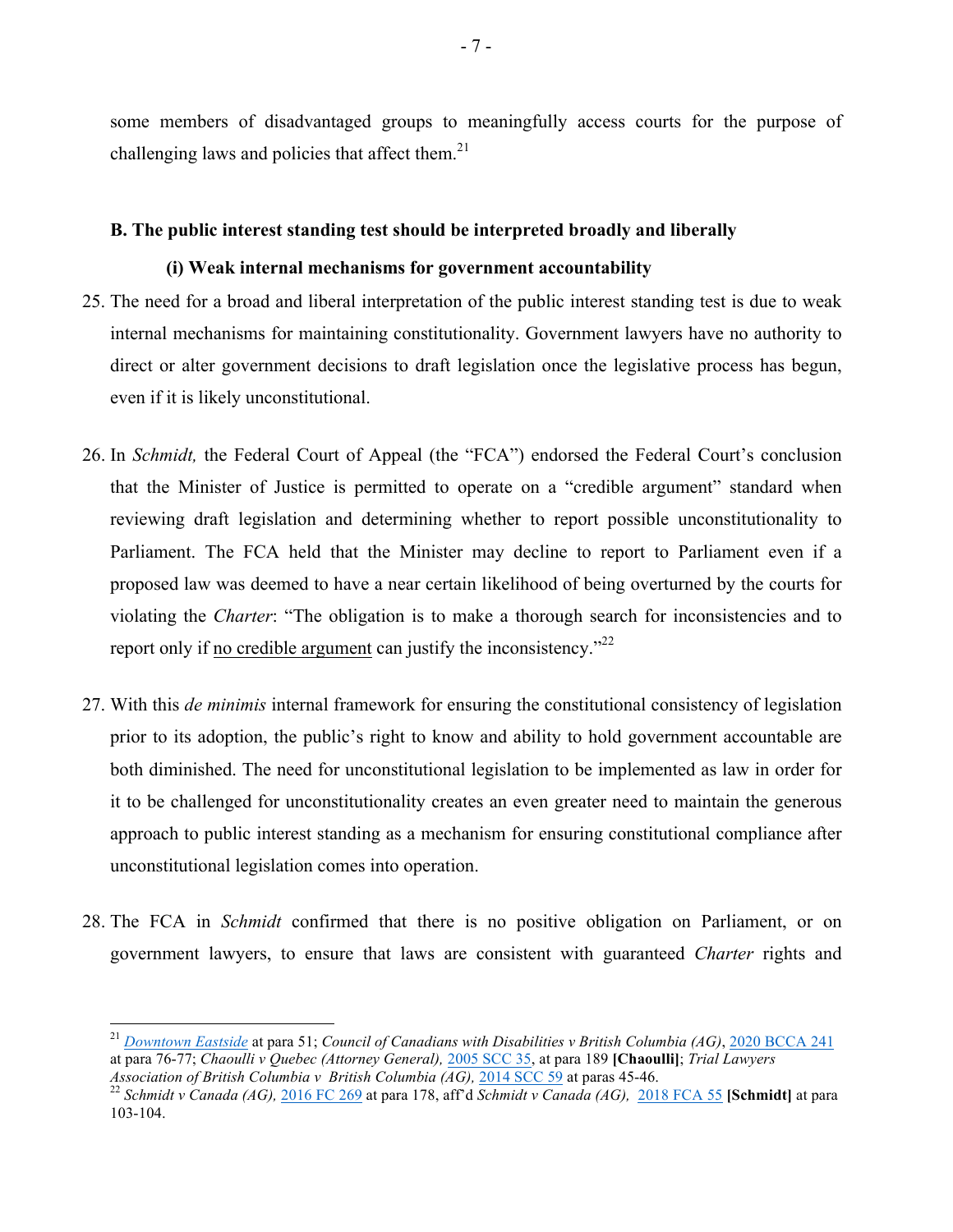some members of disadvantaged groups to meaningfully access courts for the purpose of challenging laws and policies that affect them.[21]

**B. The public interest standing test should be interpreted broadly and liberally**

**(i) Weak internal mechanisms for government accountability**

25. The need for a broad and liberal interpretation of the public interest standing test is due to weak internal mechanisms for maintaining constitutionality. Government lawyers have no authority to direct or alter government decisions to draft legislation once the legislative process has begun, even if it is likely unconstitutional.

26. In *Schmidt,* the Federal Court of Appeal (the "FCA") endorsed the Federal Court's conclusion that the Minister of Justice is permitted to operate on a "credible argument" standard when reviewing draft legislation and determining whether to report possible unconstitutionality to Parliament. The FCA held that the Minister may decline to report to Parliament even if a proposed law was deemed to have a near certain likelihood of being overturned by the courts for violating the *Charter*: "The obligation is to make a thorough search for inconsistencies and to report only if no credible argument can justify the inconsistency."[22]

27. With this *de minimis* internal framework for ensuring the constitutional consistency of legislation prior to its adoption, the public's right to know and ability to hold government accountable are both diminished. The need for unconstitutional legislation to be implemented as law in order for it to be challenged for unconstitutionality creates an even greater need to maintain the generous approach to public interest standing as a mechanism for ensuring constitutional compliance after unconstitutional legislation comes into operation.

28. The FCA in *Schmidt* confirmed that there is no positive obligation on Parliament, or on government lawyers, to ensure that laws are consistent with guaranteed *Charter* rights and

---

[21] *Downtown Eastside* at para 51; *Council of Canadians with Disabilities v British Columbia (AG)*, 2020 BCCA 241 at para 76-77; *Chaoulli v Quebec (Attorney General),* 2005 SCC 35, at para 189 **[Chaoulli]**; *Trial Lawyers Association of British Columbia v British Columbia (AG),* 2014 SCC 59 at paras 45-46.

[22] *Schmidt v Canada (AG),* 2016 FC 269 at para 178, aff'd *Schmidt v Canada (AG),* 2018 FCA 55 **[Schmidt]** at para 103-104.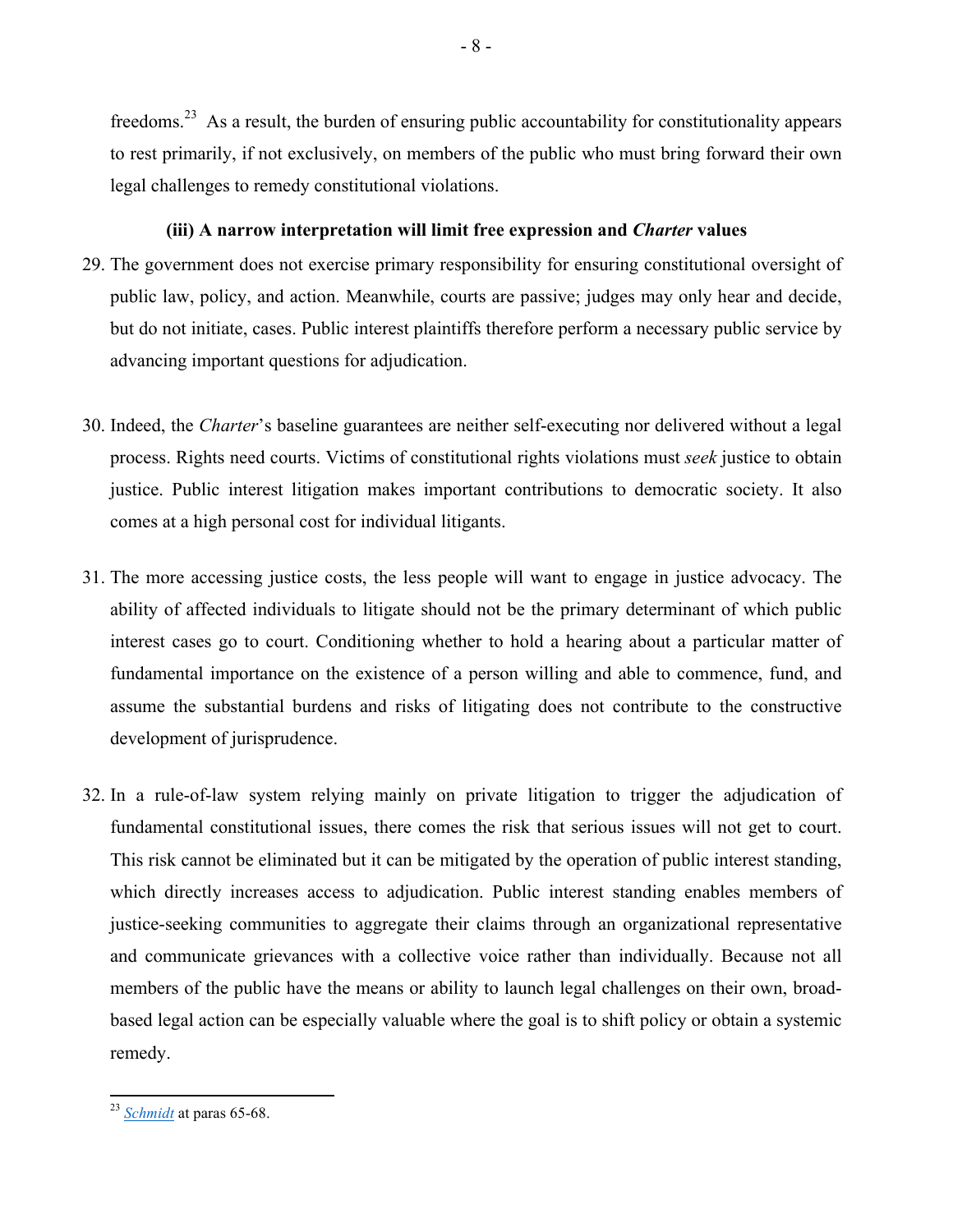freedoms.[23] As a result, the burden of ensuring public accountability for constitutionality appears to rest primarily, if not exclusively, on members of the public who must bring forward their own legal challenges to remedy constitutional violations.

### (iii) A narrow interpretation will limit free expression and *Charter* values

29. The government does not exercise primary responsibility for ensuring constitutional oversight of public law, policy, and action. Meanwhile, courts are passive; judges may only hear and decide, but do not initiate, cases. Public interest plaintiffs therefore perform a necessary public service by advancing important questions for adjudication.

30. Indeed, the *Charter*'s baseline guarantees are neither self-executing nor delivered without a legal process. Rights need courts. Victims of constitutional rights violations must *seek* justice to obtain justice. Public interest litigation makes important contributions to democratic society. It also comes at a high personal cost for individual litigants.

31. The more accessing justice costs, the less people will want to engage in justice advocacy. The ability of affected individuals to litigate should not be the primary determinant of which public interest cases go to court. Conditioning whether to hold a hearing about a particular matter of fundamental importance on the existence of a person willing and able to commence, fund, and assume the substantial burdens and risks of litigating does not contribute to the constructive development of jurisprudence.

32. In a rule-of-law system relying mainly on private litigation to trigger the adjudication of fundamental constitutional issues, there comes the risk that serious issues will not get to court. This risk cannot be eliminated but it can be mitigated by the operation of public interest standing, which directly increases access to adjudication. Public interest standing enables members of justice-seeking communities to aggregate their claims through an organizational representative and communicate grievances with a collective voice rather than individually. Because not all members of the public have the means or ability to launch legal challenges on their own, broad-based legal action can be especially valuable where the goal is to shift policy or obtain a systemic remedy.

---

[23] *Schmidt* at paras 65-68.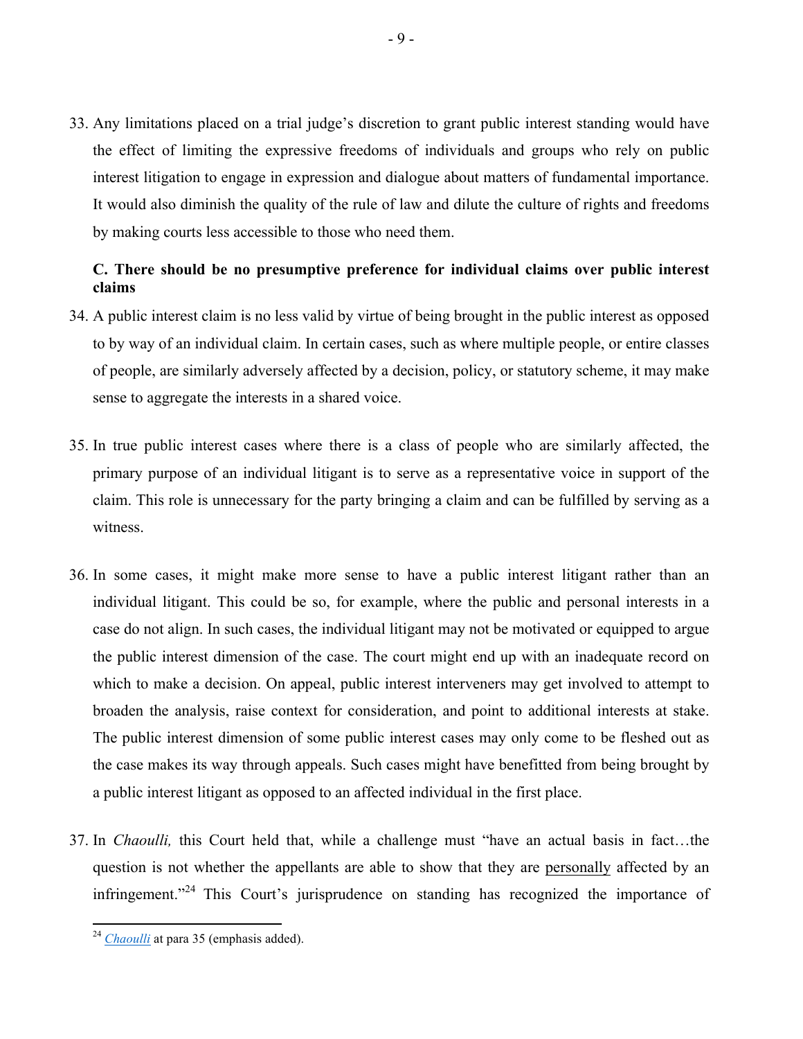33. Any limitations placed on a trial judge's discretion to grant public interest standing would have the effect of limiting the expressive freedoms of individuals and groups who rely on public interest litigation to engage in expression and dialogue about matters of fundamental importance. It would also diminish the quality of the rule of law and dilute the culture of rights and freedoms by making courts less accessible to those who need them.

### C. There should be no presumptive preference for individual claims over public interest claims

34. A public interest claim is no less valid by virtue of being brought in the public interest as opposed to by way of an individual claim. In certain cases, such as where multiple people, or entire classes of people, are similarly adversely affected by a decision, policy, or statutory scheme, it may make sense to aggregate the interests in a shared voice.

35. In true public interest cases where there is a class of people who are similarly affected, the primary purpose of an individual litigant is to serve as a representative voice in support of the claim. This role is unnecessary for the party bringing a claim and can be fulfilled by serving as a witness.

36. In some cases, it might make more sense to have a public interest litigant rather than an individual litigant. This could be so, for example, where the public and personal interests in a case do not align. In such cases, the individual litigant may not be motivated or equipped to argue the public interest dimension of the case. The court might end up with an inadequate record on which to make a decision. On appeal, public interest interveners may get involved to attempt to broaden the analysis, raise context for consideration, and point to additional interests at stake. The public interest dimension of some public interest cases may only come to be fleshed out as the case makes its way through appeals. Such cases might have benefitted from being brought by a public interest litigant as opposed to an affected individual in the first place.

37. In *Chaoulli,* this Court held that, while a challenge must "have an actual basis in fact…the question is not whether the appellants are able to show that they are <u>personally</u> affected by an infringement."[24] This Court's jurisprudence on standing has recognized the importance of

---

[24] *Chaoulli* at para 35 (emphasis added).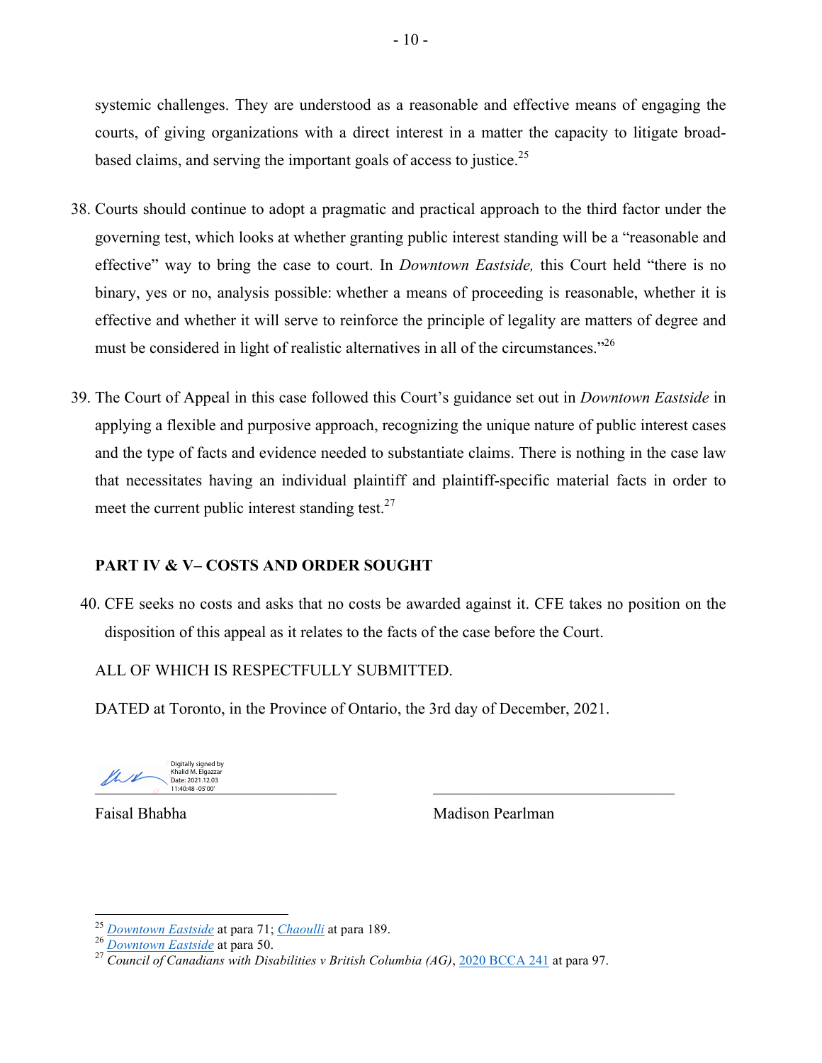systemic challenges. They are understood as a reasonable and effective means of engaging the courts, of giving organizations with a direct interest in a matter the capacity to litigate broad-based claims, and serving the important goals of access to justice.[25]

38. Courts should continue to adopt a pragmatic and practical approach to the third factor under the governing test, which looks at whether granting public interest standing will be a "reasonable and effective" way to bring the case to court. In *Downtown Eastside,* this Court held "there is no binary, yes or no, analysis possible: whether a means of proceeding is reasonable, whether it is effective and whether it will serve to reinforce the principle of legality are matters of degree and must be considered in light of realistic alternatives in all of the circumstances."[26]

39. The Court of Appeal in this case followed this Court's guidance set out in *Downtown Eastside* in applying a flexible and purposive approach, recognizing the unique nature of public interest cases and the type of facts and evidence needed to substantiate claims. There is nothing in the case law that necessitates having an individual plaintiff and plaintiff-specific material facts in order to meet the current public interest standing test.[27]

## PART IV & V– COSTS AND ORDER SOUGHT

40. CFE seeks no costs and asks that no costs be awarded against it. CFE takes no position on the disposition of this appeal as it relates to the facts of the case before the Court.

ALL OF WHICH IS RESPECTFULLY SUBMITTED.

DATED at Toronto, in the Province of Ontario, the 3rd day of December, 2021.

Digitally signed by Khalid M. Elgazzar Date: 2021.12.03 11:40:48 -05'00'

\_\_\_\_\_\_\_\_\_\_\_\_\_\_\_\_\_\_\_\_\_\_\_\_\_\_\_\_\_\_ \_\_\_\_\_\_\_\_\_\_\_\_\_\_\_\_\_\_\_\_\_\_\_\_\_\_\_\_\_\_

Faisal Bhabha Madison Pearlman

---

[25] *Downtown Eastside* at para 71; *Chaoulli* at para 189.

[26] *Downtown Eastside* at para 50.

[27] *Council of Canadians with Disabilities v British Columbia (AG)*, 2020 BCCA 241 at para 97.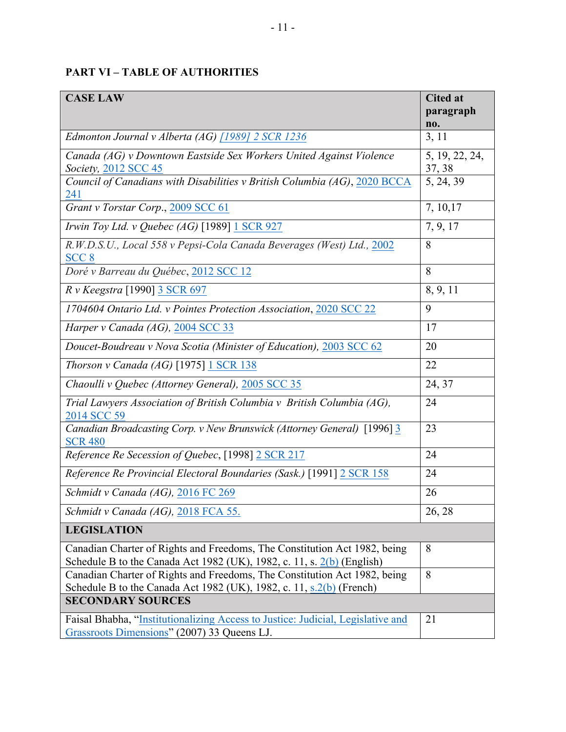## PART VI – TABLE OF AUTHORITIES

| CASE LAW | Cited at paragraph no. |
|---|---|
| *Edmonton Journal v Alberta (AG)* [1989] 2 SCR 1236 | 3, 11 |
| *Canada (AG) v Downtown Eastside Sex Workers United Against Violence Society,* 2012 SCC 45 | 5, 19, 22, 24, 37, 38 |
| *Council of Canadians with Disabilities v British Columbia (AG)*, 2020 BCCA 241 | 5, 24, 39 |
| *Grant v Torstar Corp*., 2009 SCC 61 | 7, 10,17 |
| *Irwin Toy Ltd. v Quebec (AG)* [1989] 1 SCR 927 | 7, 9, 17 |
| *R.W.D.S.U., Local 558 v Pepsi-Cola Canada Beverages (West) Ltd.,* 2002 SCC 8 | 8 |
| *Doré v Barreau du Québec*, 2012 SCC 12 | 8 |
| *R v Keegstra* [1990] 3 SCR 697 | 8, 9, 11 |
| *1704604 Ontario Ltd. v Pointes Protection Association*, 2020 SCC 22 | 9 |
| *Harper v Canada (AG),* 2004 SCC 33 | 17 |
| *Doucet-Boudreau v Nova Scotia (Minister of Education),* 2003 SCC 62 | 20 |
| *Thorson v Canada (AG)* [1975] 1 SCR 138 | 22 |
| *Chaoulli v Quebec (Attorney General),* 2005 SCC 35 | 24, 37 |
| *Trial Lawyers Association of British Columbia v British Columbia (AG),* 2014 SCC 59 | 24 |
| *Canadian Broadcasting Corp. v New Brunswick (Attorney General)* [1996] 3 SCR 480 | 23 |
| *Reference Re Secession of Quebec*, [1998] 2 SCR 217 | 24 |
| *Reference Re Provincial Electoral Boundaries (Sask.)* [1991] 2 SCR 158 | 24 |
| *Schmidt v Canada (AG),* 2016 FC 269 | 26 |
| *Schmidt v Canada (AG),* 2018 FCA 55. | 26, 28 |
| **LEGISLATION** | |
| Canadian Charter of Rights and Freedoms, The Constitution Act 1982, being Schedule B to the Canada Act 1982 (UK), 1982, c. 11, s. 2(b) (English) | 8 |
| Canadian Charter of Rights and Freedoms, The Constitution Act 1982, being Schedule B to the Canada Act 1982 (UK), 1982, c. 11, s.2(b) (French) | 8 |
| **SECONDARY SOURCES** | |
| Faisal Bhabha, "Institutionalizing Access to Justice: Judicial, Legislative and Grassroots Dimensions" (2007) 33 Queens LJ. | 21 |